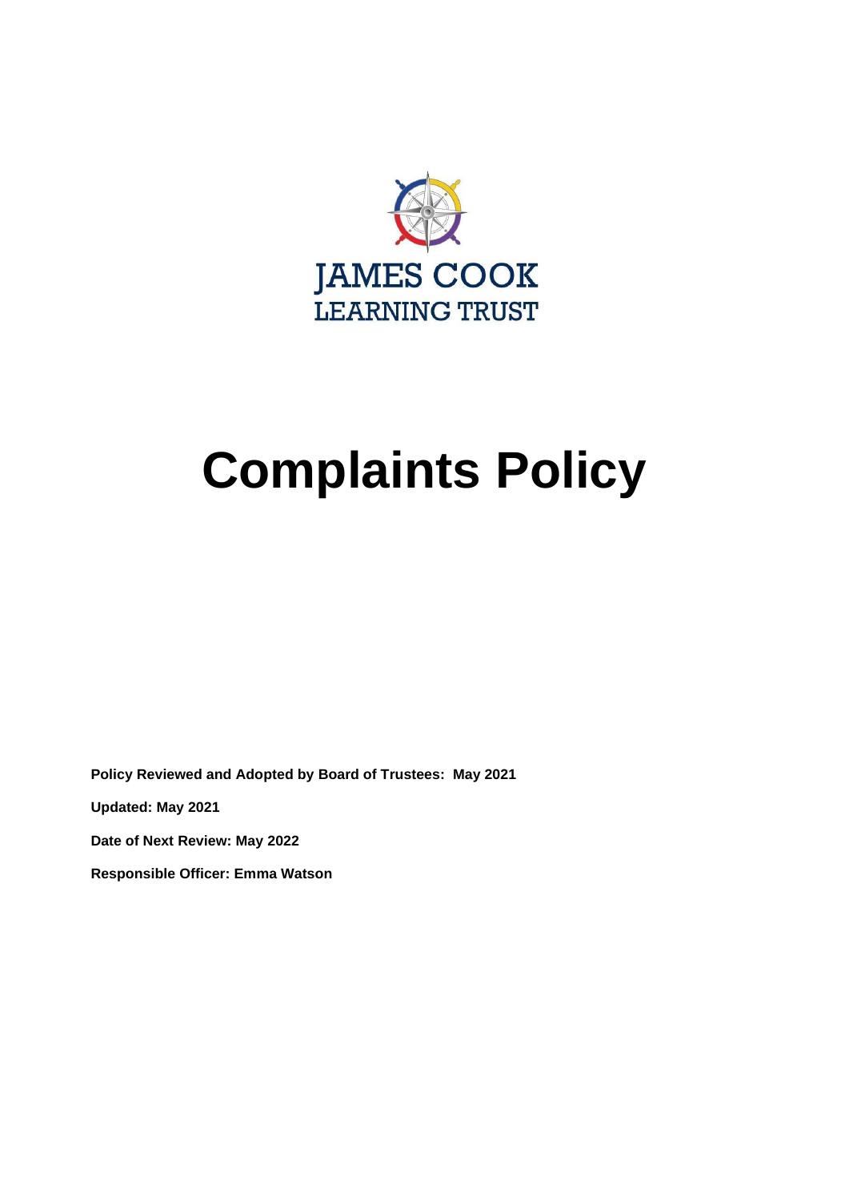JAMES COOK
LEARNING TRUST

# Complaints Policy

**Policy Reviewed and Adopted by Board of Trustees: May 2021**

**Updated: May 2021**

**Date of Next Review: May 2022**

**Responsible Officer: Emma Watson**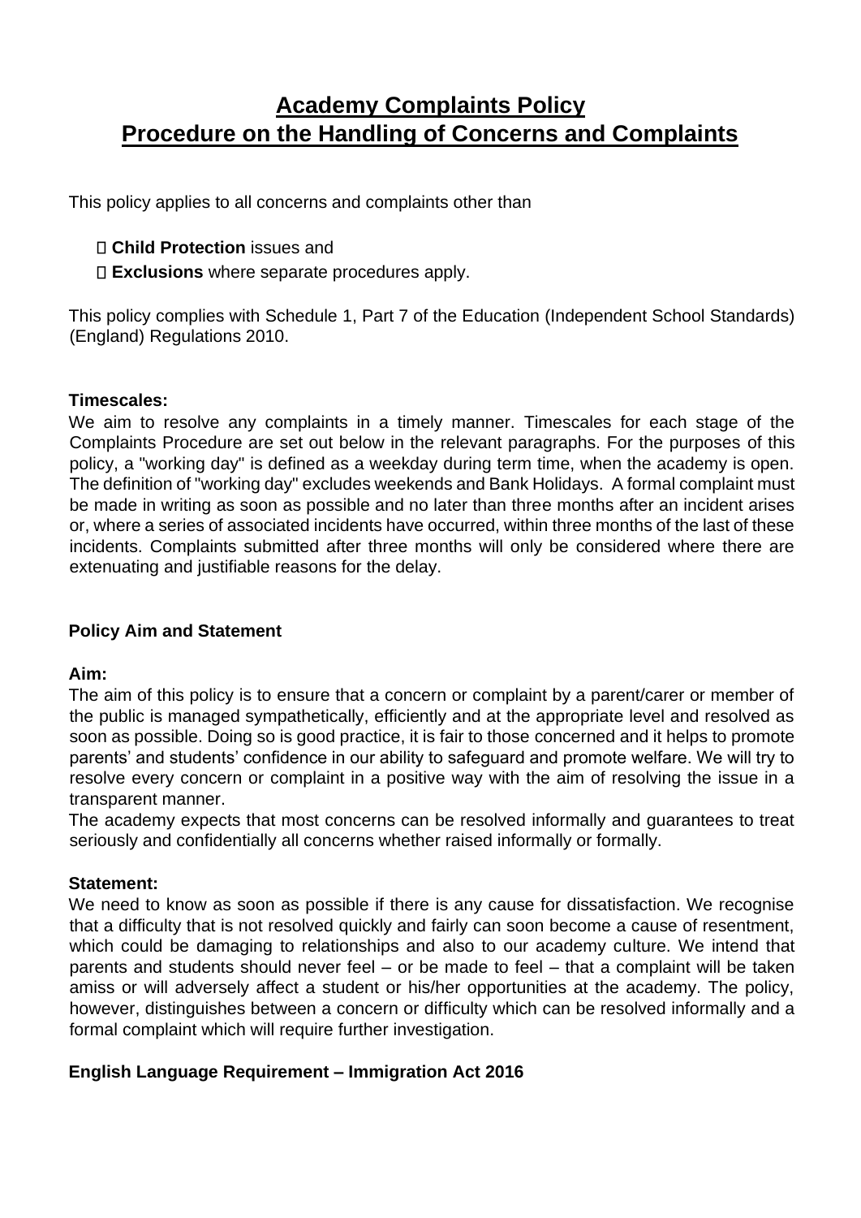# Academy Complaints Policy
# Procedure on the Handling of Concerns and Complaints

This policy applies to all concerns and complaints other than

- **Child Protection** issues and
- **Exclusions** where separate procedures apply.

This policy complies with Schedule 1, Part 7 of the Education (Independent School Standards) (England) Regulations 2010.

### Timescales:

We aim to resolve any complaints in a timely manner. Timescales for each stage of the Complaints Procedure are set out below in the relevant paragraphs. For the purposes of this policy, a "working day" is defined as a weekday during term time, when the academy is open. The definition of "working day" excludes weekends and Bank Holidays. A formal complaint must be made in writing as soon as possible and no later than three months after an incident arises or, where a series of associated incidents have occurred, within three months of the last of these incidents. Complaints submitted after three months will only be considered where there are extenuating and justifiable reasons for the delay.

## Policy Aim and Statement

### Aim:

The aim of this policy is to ensure that a concern or complaint by a parent/carer or member of the public is managed sympathetically, efficiently and at the appropriate level and resolved as soon as possible. Doing so is good practice, it is fair to those concerned and it helps to promote parents' and students' confidence in our ability to safeguard and promote welfare. We will try to resolve every concern or complaint in a positive way with the aim of resolving the issue in a transparent manner.

The academy expects that most concerns can be resolved informally and guarantees to treat seriously and confidentially all concerns whether raised informally or formally.

### Statement:

We need to know as soon as possible if there is any cause for dissatisfaction. We recognise that a difficulty that is not resolved quickly and fairly can soon become a cause of resentment, which could be damaging to relationships and also to our academy culture. We intend that parents and students should never feel – or be made to feel – that a complaint will be taken amiss or will adversely affect a student or his/her opportunities at the academy. The policy, however, distinguishes between a concern or difficulty which can be resolved informally and a formal complaint which will require further investigation.

## English Language Requirement – Immigration Act 2016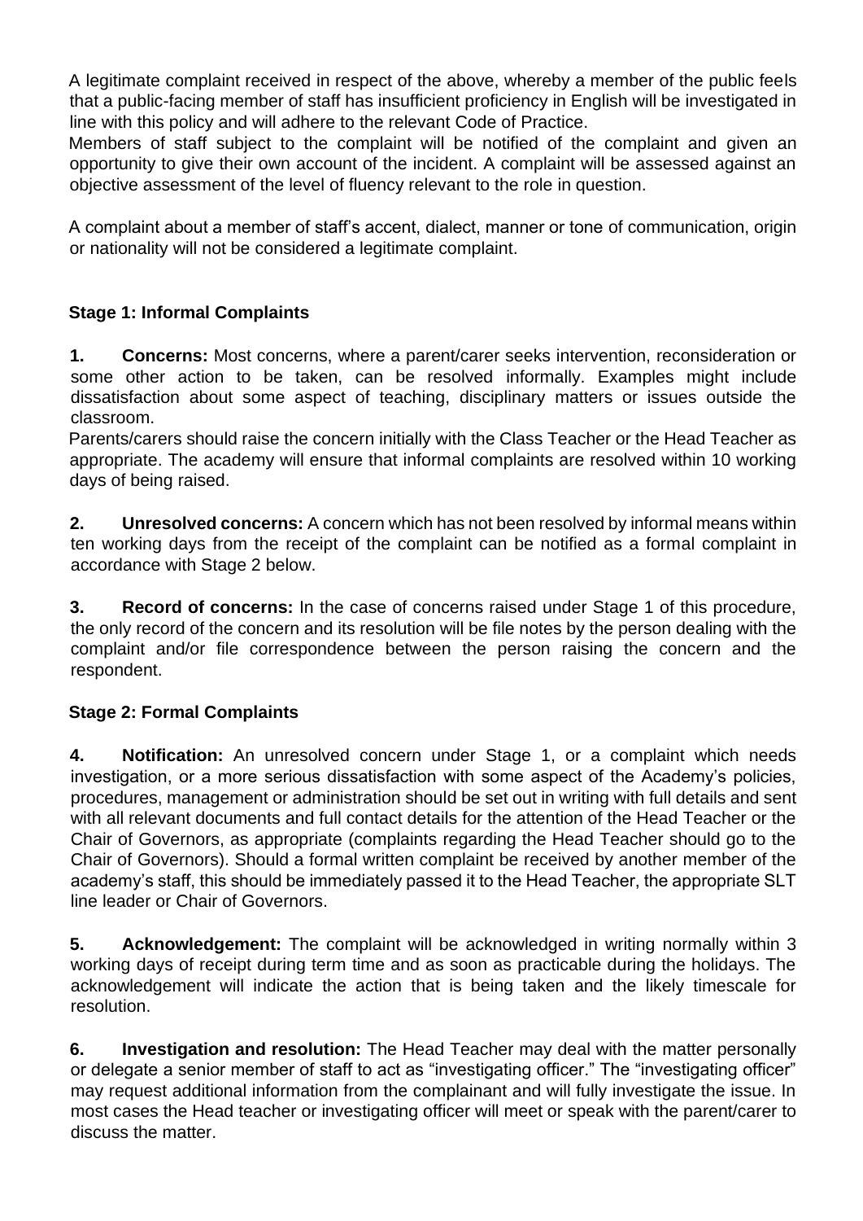A legitimate complaint received in respect of the above, whereby a member of the public feels that a public-facing member of staff has insufficient proficiency in English will be investigated in line with this policy and will adhere to the relevant Code of Practice.

Members of staff subject to the complaint will be notified of the complaint and given an opportunity to give their own account of the incident. A complaint will be assessed against an objective assessment of the level of fluency relevant to the role in question.

A complaint about a member of staff's accent, dialect, manner or tone of communication, origin or nationality will not be considered a legitimate complaint.

### Stage 1: Informal Complaints

**1. Concerns:** Most concerns, where a parent/carer seeks intervention, reconsideration or some other action to be taken, can be resolved informally. Examples might include dissatisfaction about some aspect of teaching, disciplinary matters or issues outside the classroom.

Parents/carers should raise the concern initially with the Class Teacher or the Head Teacher as appropriate. The academy will ensure that informal complaints are resolved within 10 working days of being raised.

**2. Unresolved concerns:** A concern which has not been resolved by informal means within ten working days from the receipt of the complaint can be notified as a formal complaint in accordance with Stage 2 below.

**3. Record of concerns:** In the case of concerns raised under Stage 1 of this procedure, the only record of the concern and its resolution will be file notes by the person dealing with the complaint and/or file correspondence between the person raising the concern and the respondent.

### Stage 2: Formal Complaints

**4. Notification:** An unresolved concern under Stage 1, or a complaint which needs investigation, or a more serious dissatisfaction with some aspect of the Academy's policies, procedures, management or administration should be set out in writing with full details and sent with all relevant documents and full contact details for the attention of the Head Teacher or the Chair of Governors, as appropriate (complaints regarding the Head Teacher should go to the Chair of Governors). Should a formal written complaint be received by another member of the academy's staff, this should be immediately passed it to the Head Teacher, the appropriate SLT line leader or Chair of Governors.

**5. Acknowledgement:** The complaint will be acknowledged in writing normally within 3 working days of receipt during term time and as soon as practicable during the holidays. The acknowledgement will indicate the action that is being taken and the likely timescale for resolution.

**6. Investigation and resolution:** The Head Teacher may deal with the matter personally or delegate a senior member of staff to act as "investigating officer." The "investigating officer" may request additional information from the complainant and will fully investigate the issue. In most cases the Head teacher or investigating officer will meet or speak with the parent/carer to discuss the matter.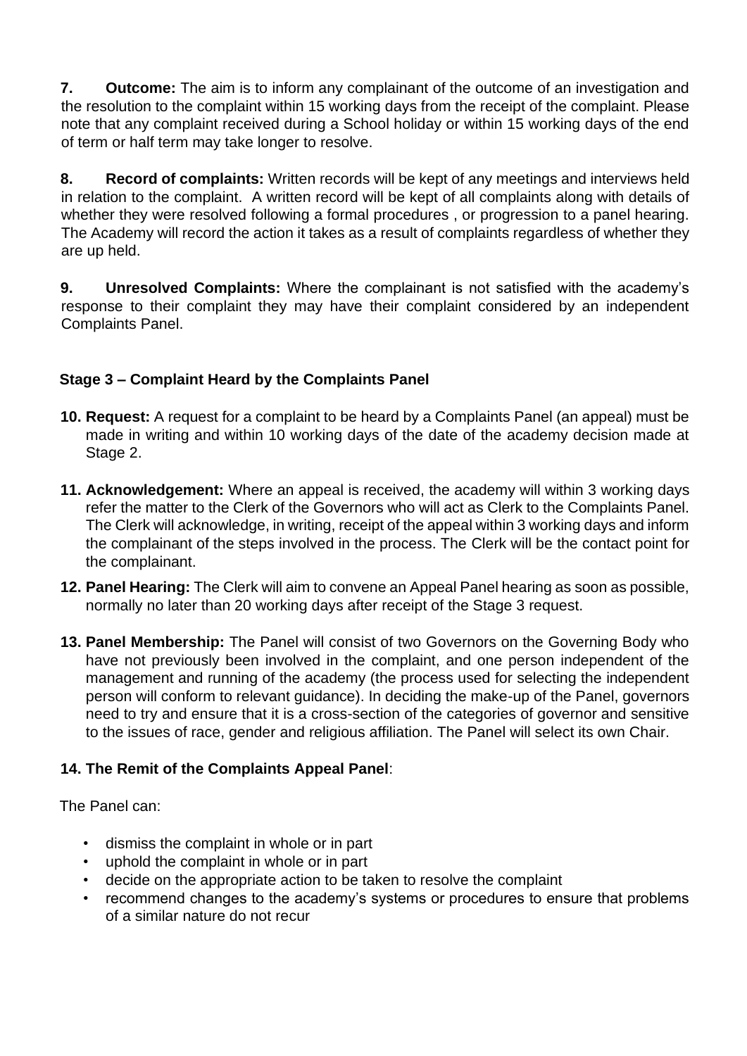**7. Outcome:** The aim is to inform any complainant of the outcome of an investigation and the resolution to the complaint within 15 working days from the receipt of the complaint. Please note that any complaint received during a School holiday or within 15 working days of the end of term or half term may take longer to resolve.

**8. Record of complaints:** Written records will be kept of any meetings and interviews held in relation to the complaint. A written record will be kept of all complaints along with details of whether they were resolved following a formal procedures , or progression to a panel hearing. The Academy will record the action it takes as a result of complaints regardless of whether they are up held.

**9. Unresolved Complaints:** Where the complainant is not satisfied with the academy's response to their complaint they may have their complaint considered by an independent Complaints Panel.

## Stage 3 – Complaint Heard by the Complaints Panel

**10. Request:** A request for a complaint to be heard by a Complaints Panel (an appeal) must be made in writing and within 10 working days of the date of the academy decision made at Stage 2.

**11. Acknowledgement:** Where an appeal is received, the academy will within 3 working days refer the matter to the Clerk of the Governors who will act as Clerk to the Complaints Panel. The Clerk will acknowledge, in writing, receipt of the appeal within 3 working days and inform the complainant of the steps involved in the process. The Clerk will be the contact point for the complainant.

**12. Panel Hearing:** The Clerk will aim to convene an Appeal Panel hearing as soon as possible, normally no later than 20 working days after receipt of the Stage 3 request.

**13. Panel Membership:** The Panel will consist of two Governors on the Governing Body who have not previously been involved in the complaint, and one person independent of the management and running of the academy (the process used for selecting the independent person will conform to relevant guidance). In deciding the make-up of the Panel, governors need to try and ensure that it is a cross-section of the categories of governor and sensitive to the issues of race, gender and religious affiliation. The Panel will select its own Chair.

**14. The Remit of the Complaints Appeal Panel**:

The Panel can:

- dismiss the complaint in whole or in part
- uphold the complaint in whole or in part
- decide on the appropriate action to be taken to resolve the complaint
- recommend changes to the academy's systems or procedures to ensure that problems of a similar nature do not recur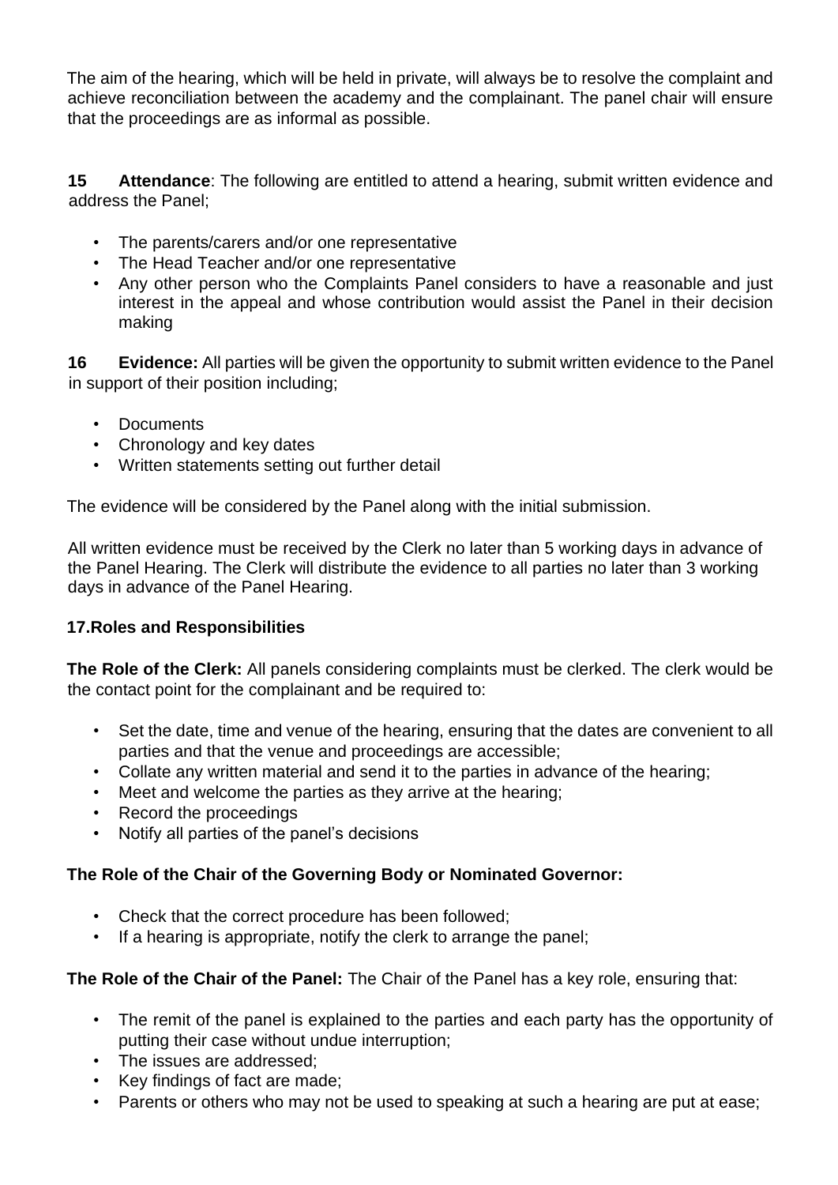The aim of the hearing, which will be held in private, will always be to resolve the complaint and achieve reconciliation between the academy and the complainant. The panel chair will ensure that the proceedings are as informal as possible.

**15 Attendance**: The following are entitled to attend a hearing, submit written evidence and address the Panel;

- The parents/carers and/or one representative
- The Head Teacher and/or one representative
- Any other person who the Complaints Panel considers to have a reasonable and just interest in the appeal and whose contribution would assist the Panel in their decision making

**16 Evidence:** All parties will be given the opportunity to submit written evidence to the Panel in support of their position including;

- Documents
- Chronology and key dates
- Written statements setting out further detail

The evidence will be considered by the Panel along with the initial submission.

All written evidence must be received by the Clerk no later than 5 working days in advance of the Panel Hearing. The Clerk will distribute the evidence to all parties no later than 3 working days in advance of the Panel Hearing.

**17.Roles and Responsibilities**

**The Role of the Clerk:** All panels considering complaints must be clerked. The clerk would be the contact point for the complainant and be required to:

- Set the date, time and venue of the hearing, ensuring that the dates are convenient to all parties and that the venue and proceedings are accessible;
- Collate any written material and send it to the parties in advance of the hearing;
- Meet and welcome the parties as they arrive at the hearing;
- Record the proceedings
- Notify all parties of the panel's decisions

**The Role of the Chair of the Governing Body or Nominated Governor:**

- Check that the correct procedure has been followed;
- If a hearing is appropriate, notify the clerk to arrange the panel;

**The Role of the Chair of the Panel:** The Chair of the Panel has a key role, ensuring that:

- The remit of the panel is explained to the parties and each party has the opportunity of putting their case without undue interruption;
- The issues are addressed;
- Key findings of fact are made;
- Parents or others who may not be used to speaking at such a hearing are put at ease;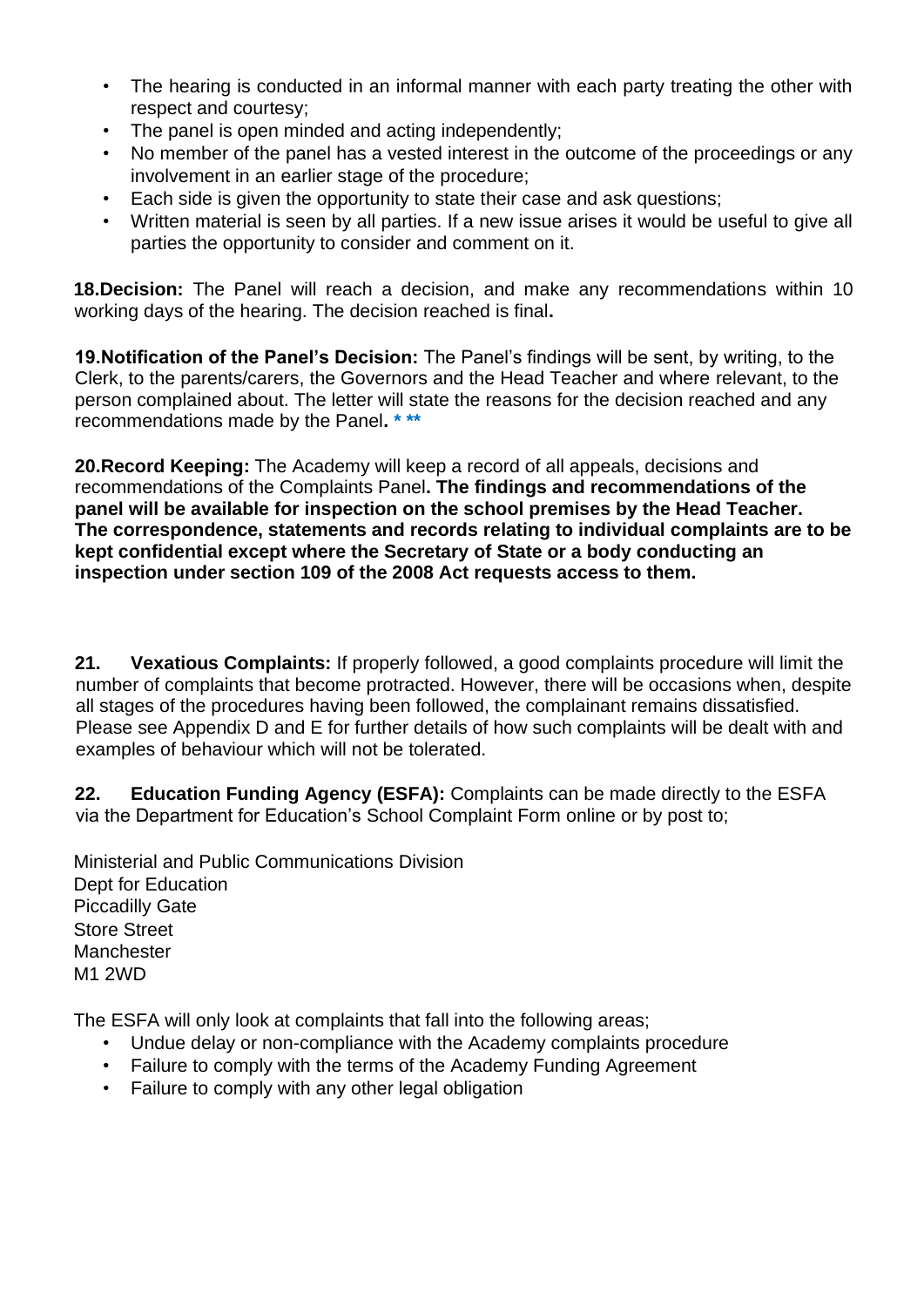- The hearing is conducted in an informal manner with each party treating the other with respect and courtesy;
- The panel is open minded and acting independently;
- No member of the panel has a vested interest in the outcome of the proceedings or any involvement in an earlier stage of the procedure;
- Each side is given the opportunity to state their case and ask questions;
- Written material is seen by all parties. If a new issue arises it would be useful to give all parties the opportunity to consider and comment on it.

**18. Decision:** The Panel will reach a decision, and make any recommendations within 10 working days of the hearing. The decision reached is final**.**

**19. Notification of the Panel's Decision:** The Panel's findings will be sent, by writing, to the Clerk, to the parents/carers, the Governors and the Head Teacher and where relevant, to the person complained about. The letter will state the reasons for the decision reached and any recommendations made by the Panel**. * ****

**20. Record Keeping:** The Academy will keep a record of all appeals, decisions and recommendations of the Complaints Panel**. The findings and recommendations of the panel will be available for inspection on the school premises by the Head Teacher. The correspondence, statements and records relating to individual complaints are to be kept confidential except where the Secretary of State or a body conducting an inspection under section 109 of the 2008 Act requests access to them.**

**21. Vexatious Complaints:** If properly followed, a good complaints procedure will limit the number of complaints that become protracted. However, there will be occasions when, despite all stages of the procedures having been followed, the complainant remains dissatisfied. Please see Appendix D and E for further details of how such complaints will be dealt with and examples of behaviour which will not be tolerated.

**22. Education Funding Agency (ESFA):** Complaints can be made directly to the ESFA via the Department for Education's School Complaint Form online or by post to;

Ministerial and Public Communications Division
Dept for Education
Piccadilly Gate
Store Street
Manchester
M1 2WD

The ESFA will only look at complaints that fall into the following areas;

- Undue delay or non-compliance with the Academy complaints procedure
- Failure to comply with the terms of the Academy Funding Agreement
- Failure to comply with any other legal obligation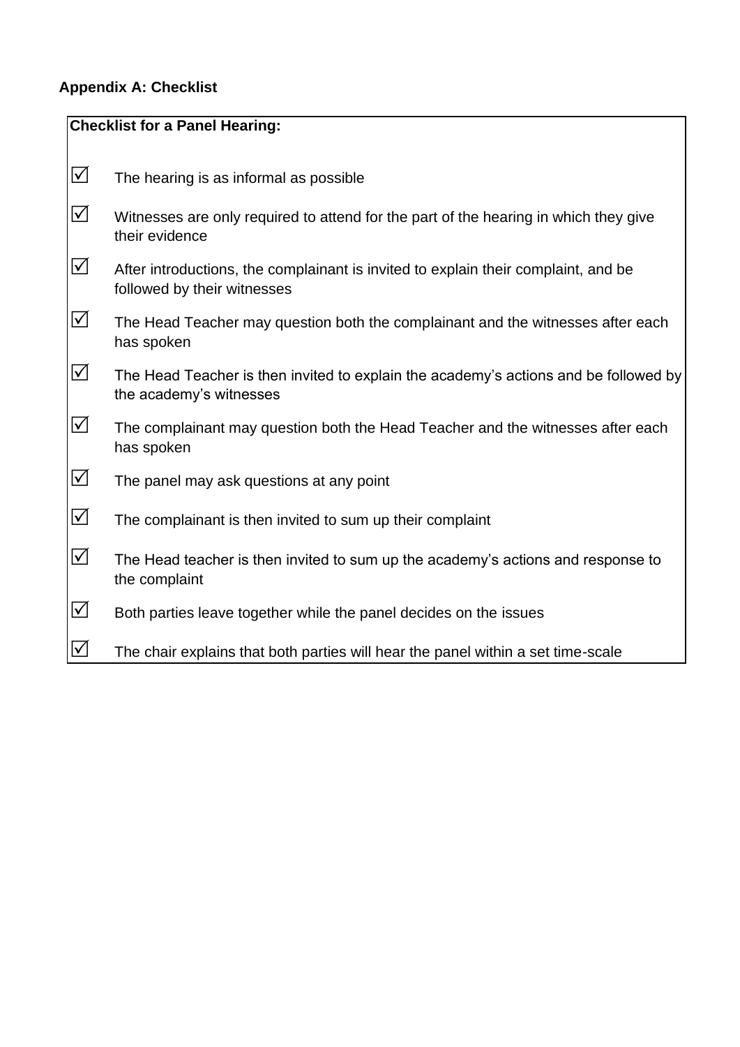**Appendix A: Checklist**

**Checklist for a Panel Hearing:**

- ☑ The hearing is as informal as possible
- ☑ Witnesses are only required to attend for the part of the hearing in which they give their evidence
- ☑ After introductions, the complainant is invited to explain their complaint, and be followed by their witnesses
- ☑ The Head Teacher may question both the complainant and the witnesses after each has spoken
- ☑ The Head Teacher is then invited to explain the academy's actions and be followed by the academy's witnesses
- ☑ The complainant may question both the Head Teacher and the witnesses after each has spoken
- ☑ The panel may ask questions at any point
- ☑ The complainant is then invited to sum up their complaint
- ☑ The Head teacher is then invited to sum up the academy's actions and response to the complaint
- ☑ Both parties leave together while the panel decides on the issues
- ☑ The chair explains that both parties will hear the panel within a set time-scale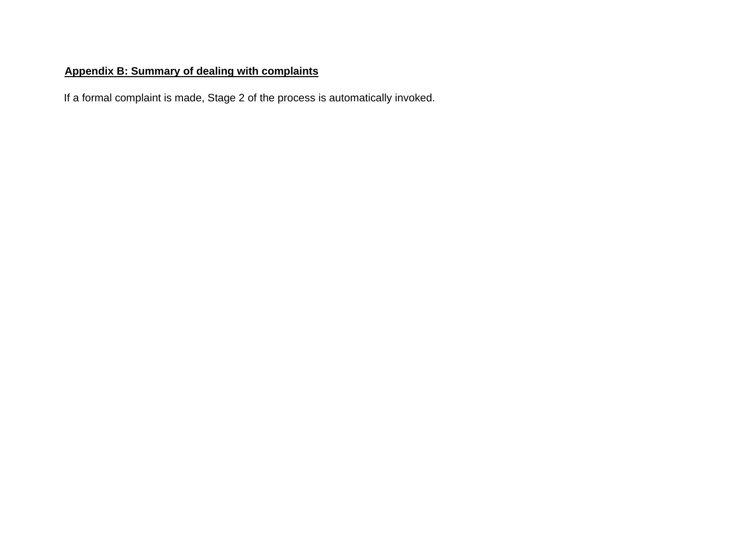**Appendix B: Summary of dealing with complaints**

If a formal complaint is made, Stage 2 of the process is automatically invoked.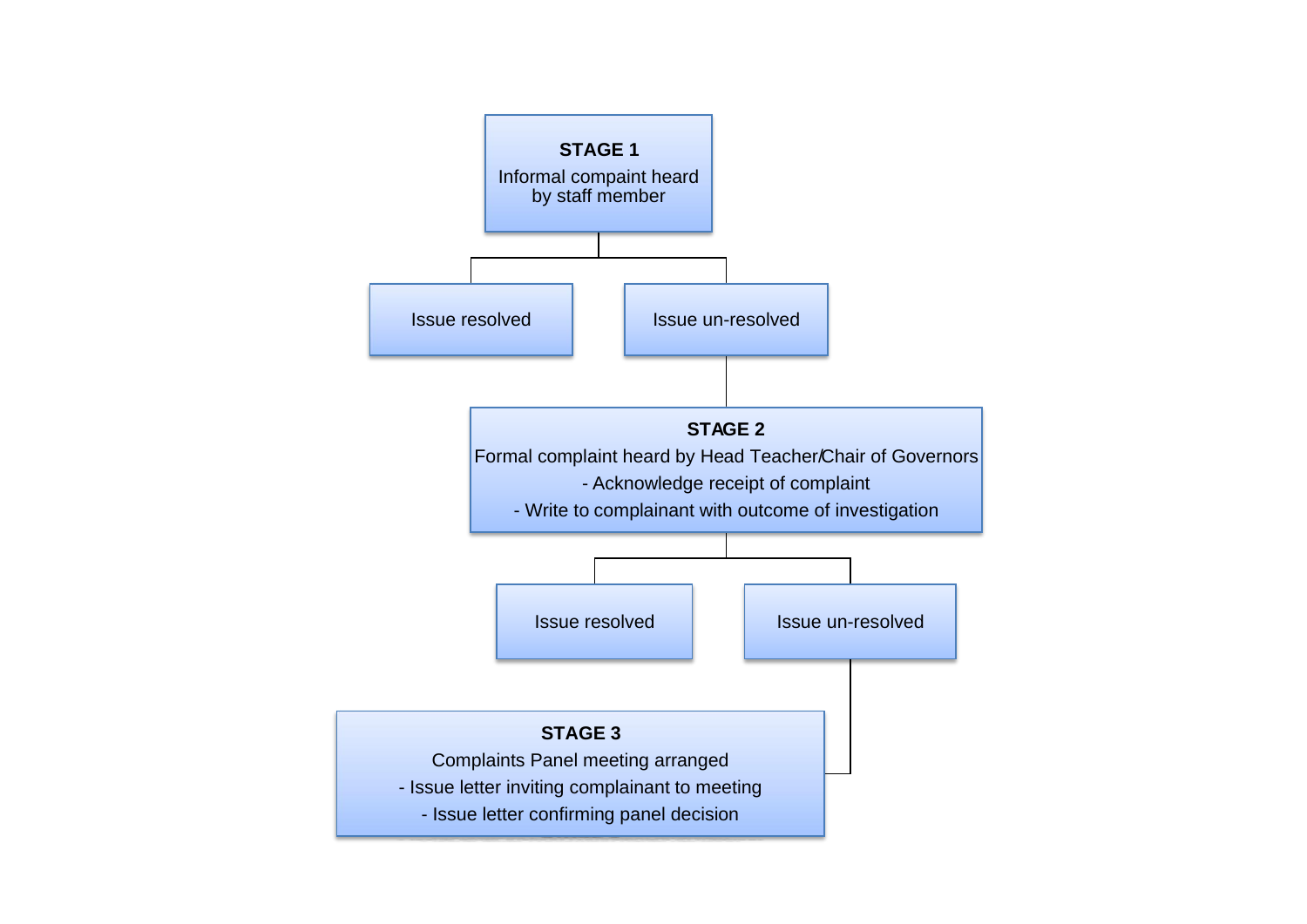**STAGE 1**

Informal compaint heard by staff member

- Issue resolved
- Issue un-resolved

**STAGE 2**

Formal complaint heard by Head Teacher/Chair of Governors

- Acknowledge receipt of complaint
- Write to complainant with outcome of investigation

- Issue resolved
- Issue un-resolved

**STAGE 3**

Complaints Panel meeting arranged

- Issue letter inviting complainant to meeting
- Issue letter confirming panel decision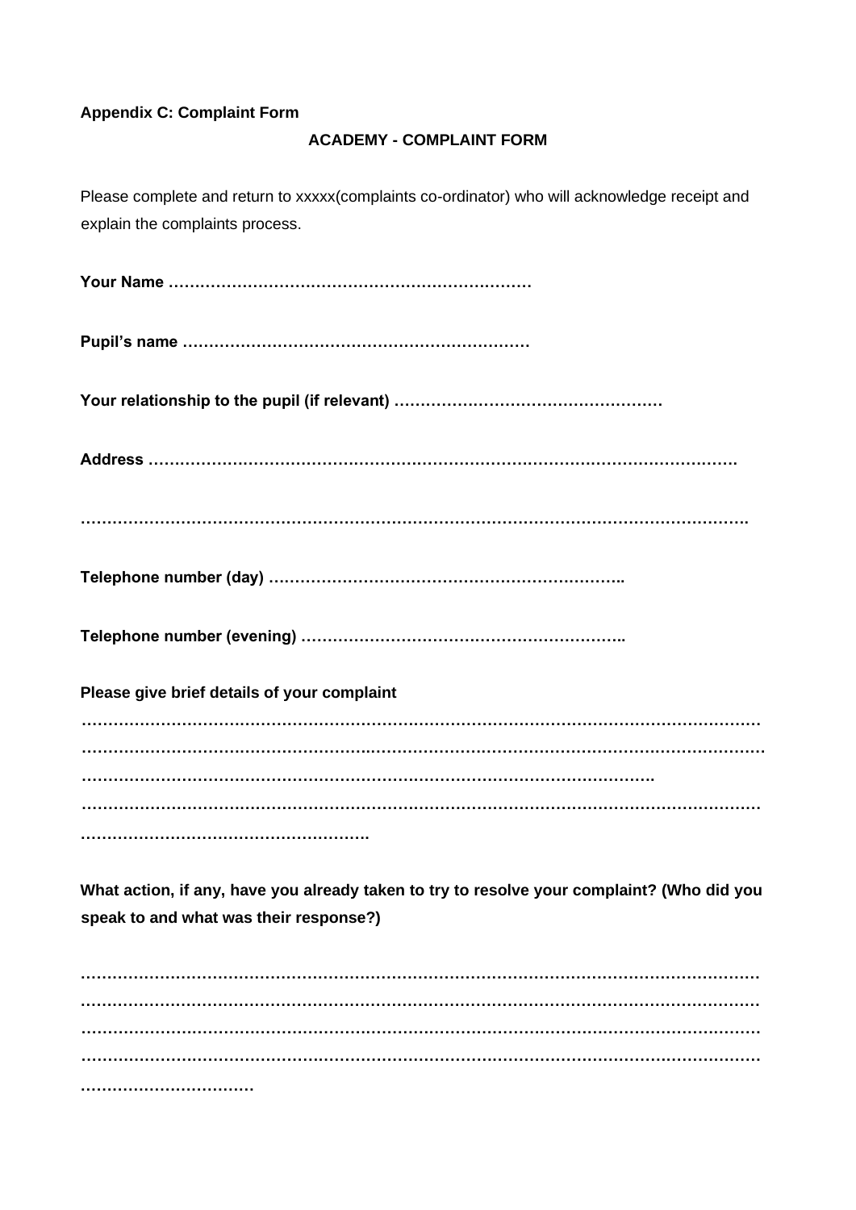**Appendix C: Complaint Form**

**ACADEMY - COMPLAINT FORM**

Please complete and return to xxxxx(complaints co-ordinator) who will acknowledge receipt and explain the complaints process.

**Your Name ……………………………………………………………**

**Pupil's name …………………………………………………………**

**Your relationship to the pupil (if relevant) ……………………………………………**

**Address ……………………………………………………………………………………………………**

**………………………………………………………………………………………………………………….**

**Telephone number (day) …………………………………………………………..**

**Telephone number (evening) ……………………………………………………..**

**Please give brief details of your complaint**

**………………………………………………………………………………………………………………………**
**………………………………………………………………………………………………………………………**
**……………………………………………………………………………………………….**
**………………………………………………………………………………………………………………………**
**……………………………………………….**

**What action, if any, have you already taken to try to resolve your complaint? (Who did you speak to and what was their response?)**

**………………………………………………………………………………………………………………………**
**………………………………………………………………………………………………………………………**
**………………………………………………………………………………………………………………………**
**………………………………………………………………………………………………………………………**
**……………………………**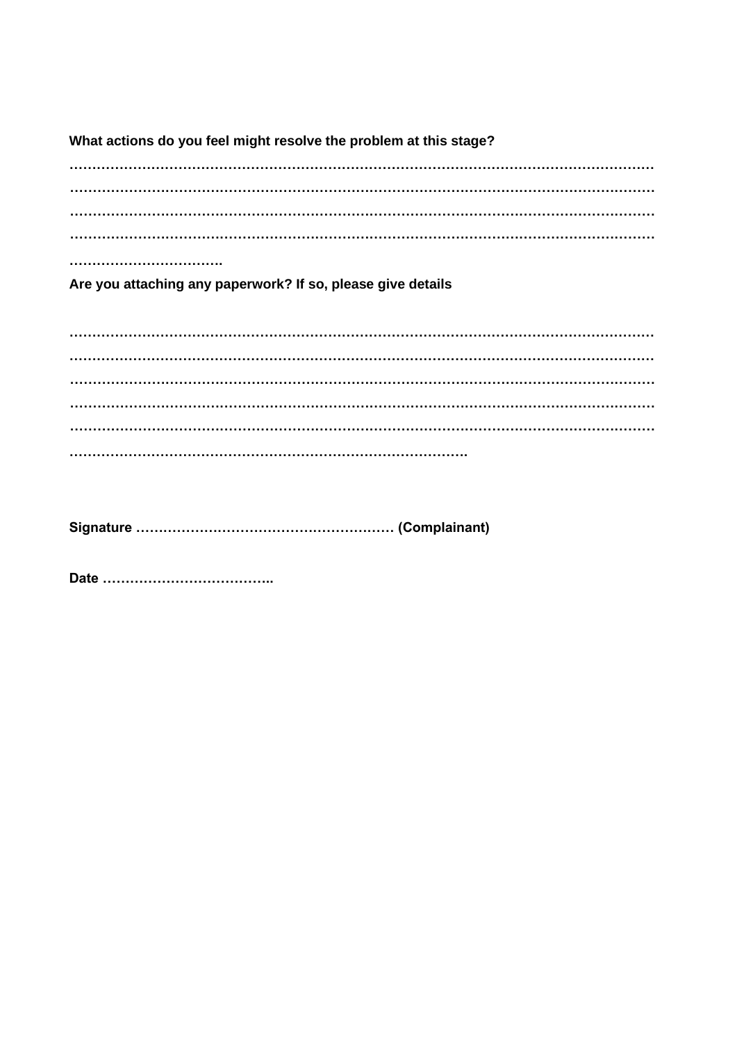**What actions do you feel might resolve the problem at this stage?**

……………………………………………………………………………………………………………………
……………………………………………………………………………………………………………………
……………………………………………………………………………………………………………………
……………………………………………………………………………………………………………………
…………………………….

**Are you attaching any paperwork? If so, please give details**

……………………………………………………………………………………………………………………
……………………………………………………………………………………………………………………
……………………………………………………………………………………………………………………
……………………………………………………………………………………………………………………
……………………………………………………………………………………………………………………
…………………………………………………………………………….

**Signature ………………………………………………… (Complainant)**

**Date ………………………………..**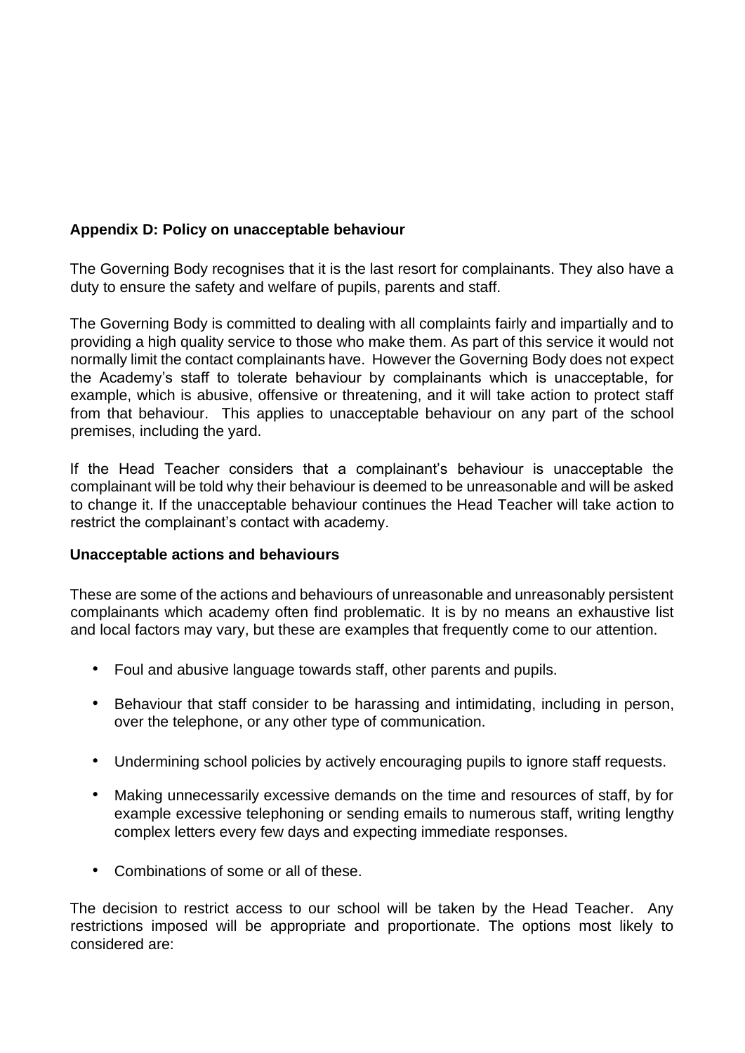**Appendix D: Policy on unacceptable behaviour**

The Governing Body recognises that it is the last resort for complainants. They also have a duty to ensure the safety and welfare of pupils, parents and staff.

The Governing Body is committed to dealing with all complaints fairly and impartially and to providing a high quality service to those who make them. As part of this service it would not normally limit the contact complainants have. However the Governing Body does not expect the Academy's staff to tolerate behaviour by complainants which is unacceptable, for example, which is abusive, offensive or threatening, and it will take action to protect staff from that behaviour. This applies to unacceptable behaviour on any part of the school premises, including the yard.

If the Head Teacher considers that a complainant's behaviour is unacceptable the complainant will be told why their behaviour is deemed to be unreasonable and will be asked to change it. If the unacceptable behaviour continues the Head Teacher will take action to restrict the complainant's contact with academy.

**Unacceptable actions and behaviours**

These are some of the actions and behaviours of unreasonable and unreasonably persistent complainants which academy often find problematic. It is by no means an exhaustive list and local factors may vary, but these are examples that frequently come to our attention.

- Foul and abusive language towards staff, other parents and pupils.
- Behaviour that staff consider to be harassing and intimidating, including in person, over the telephone, or any other type of communication.
- Undermining school policies by actively encouraging pupils to ignore staff requests.
- Making unnecessarily excessive demands on the time and resources of staff, by for example excessive telephoning or sending emails to numerous staff, writing lengthy complex letters every few days and expecting immediate responses.
- Combinations of some or all of these.

The decision to restrict access to our school will be taken by the Head Teacher. Any restrictions imposed will be appropriate and proportionate. The options most likely to considered are: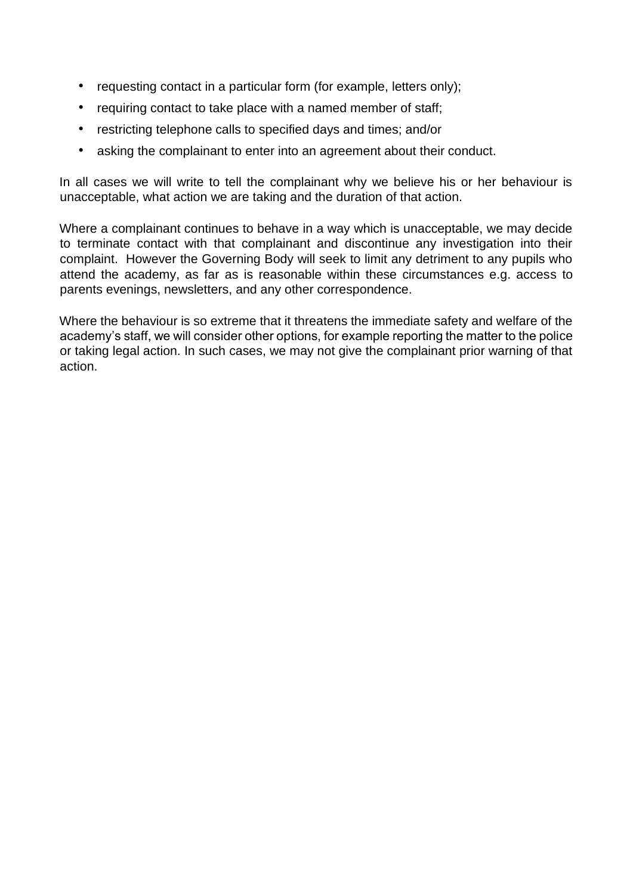- requesting contact in a particular form (for example, letters only);
- requiring contact to take place with a named member of staff;
- restricting telephone calls to specified days and times; and/or
- asking the complainant to enter into an agreement about their conduct.

In all cases we will write to tell the complainant why we believe his or her behaviour is unacceptable, what action we are taking and the duration of that action.

Where a complainant continues to behave in a way which is unacceptable, we may decide to terminate contact with that complainant and discontinue any investigation into their complaint. However the Governing Body will seek to limit any detriment to any pupils who attend the academy, as far as is reasonable within these circumstances e.g. access to parents evenings, newsletters, and any other correspondence.

Where the behaviour is so extreme that it threatens the immediate safety and welfare of the academy's staff, we will consider other options, for example reporting the matter to the police or taking legal action. In such cases, we may not give the complainant prior warning of that action.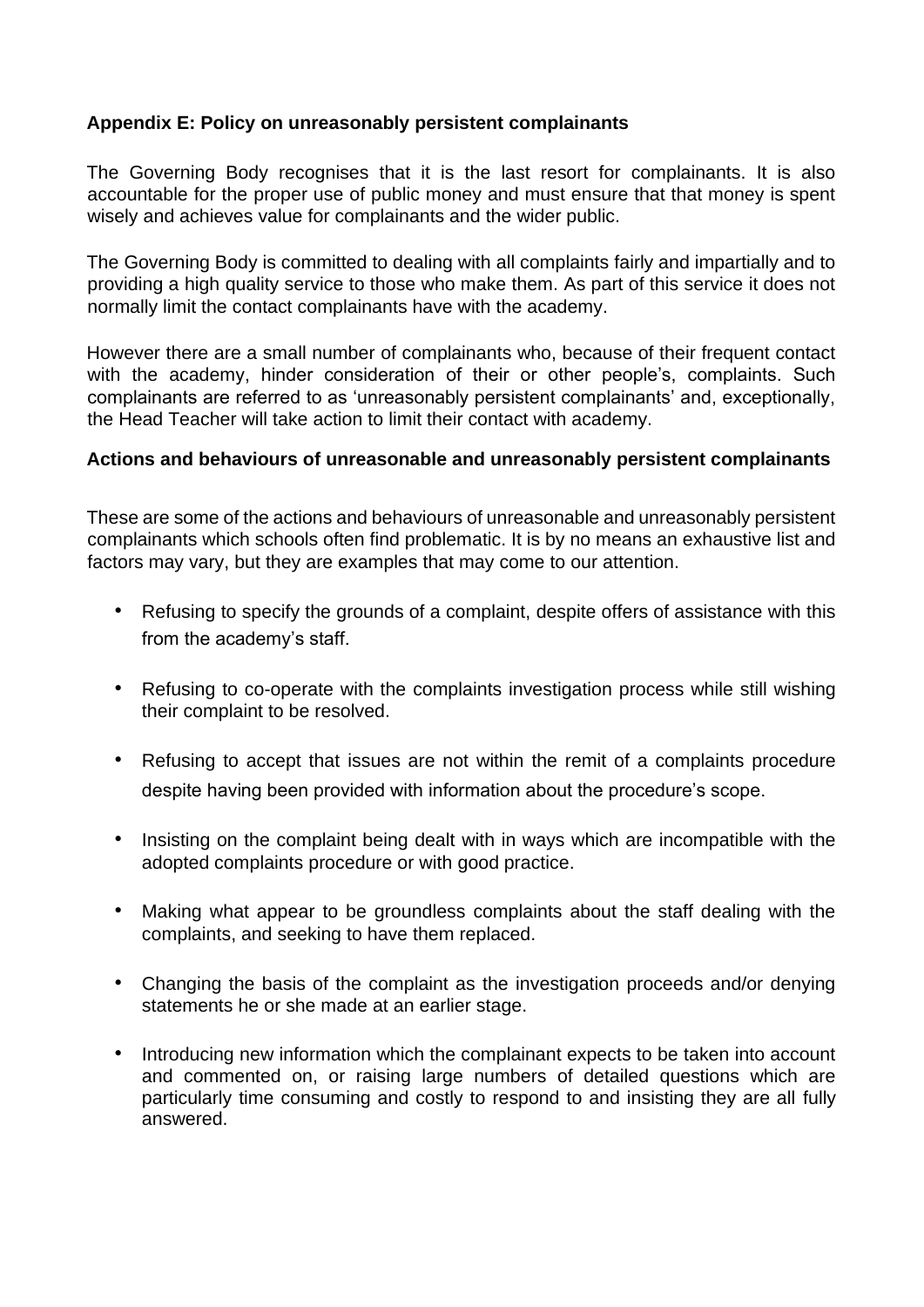**Appendix E: Policy on unreasonably persistent complainants**

The Governing Body recognises that it is the last resort for complainants. It is also accountable for the proper use of public money and must ensure that that money is spent wisely and achieves value for complainants and the wider public.

The Governing Body is committed to dealing with all complaints fairly and impartially and to providing a high quality service to those who make them. As part of this service it does not normally limit the contact complainants have with the academy.

However there are a small number of complainants who, because of their frequent contact with the academy, hinder consideration of their or other people's, complaints. Such complainants are referred to as 'unreasonably persistent complainants' and, exceptionally, the Head Teacher will take action to limit their contact with academy.

**Actions and behaviours of unreasonable and unreasonably persistent complainants**

These are some of the actions and behaviours of unreasonable and unreasonably persistent complainants which schools often find problematic. It is by no means an exhaustive list and factors may vary, but they are examples that may come to our attention.

- Refusing to specify the grounds of a complaint, despite offers of assistance with this from the academy's staff.
- Refusing to co-operate with the complaints investigation process while still wishing their complaint to be resolved.
- Refusing to accept that issues are not within the remit of a complaints procedure despite having been provided with information about the procedure's scope.
- Insisting on the complaint being dealt with in ways which are incompatible with the adopted complaints procedure or with good practice.
- Making what appear to be groundless complaints about the staff dealing with the complaints, and seeking to have them replaced.
- Changing the basis of the complaint as the investigation proceeds and/or denying statements he or she made at an earlier stage.
- Introducing new information which the complainant expects to be taken into account and commented on, or raising large numbers of detailed questions which are particularly time consuming and costly to respond to and insisting they are all fully answered.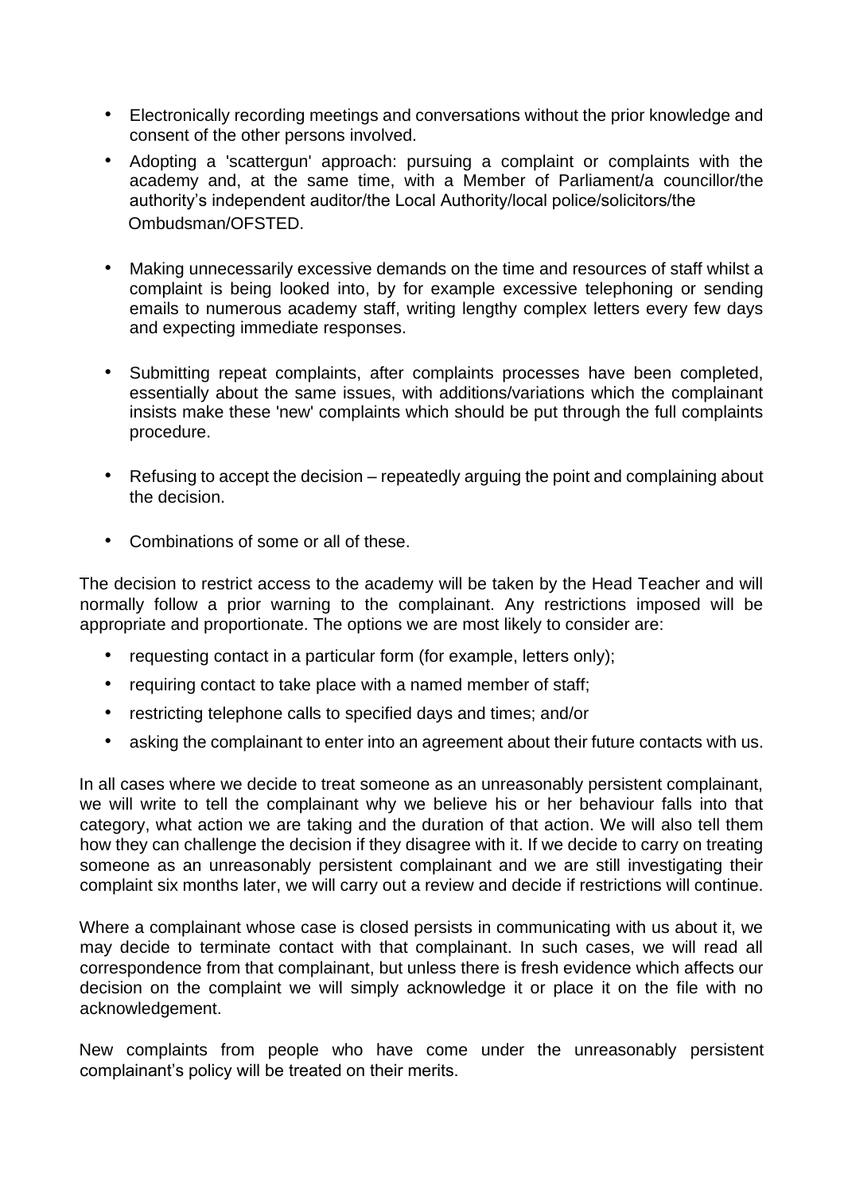- Electronically recording meetings and conversations without the prior knowledge and consent of the other persons involved.
- Adopting a 'scattergun' approach: pursuing a complaint or complaints with the academy and, at the same time, with a Member of Parliament/a councillor/the authority's independent auditor/the Local Authority/local police/solicitors/the Ombudsman/OFSTED.
- Making unnecessarily excessive demands on the time and resources of staff whilst a complaint is being looked into, by for example excessive telephoning or sending emails to numerous academy staff, writing lengthy complex letters every few days and expecting immediate responses.
- Submitting repeat complaints, after complaints processes have been completed, essentially about the same issues, with additions/variations which the complainant insists make these 'new' complaints which should be put through the full complaints procedure.
- Refusing to accept the decision – repeatedly arguing the point and complaining about the decision.
- Combinations of some or all of these.

The decision to restrict access to the academy will be taken by the Head Teacher and will normally follow a prior warning to the complainant. Any restrictions imposed will be appropriate and proportionate. The options we are most likely to consider are:

- requesting contact in a particular form (for example, letters only);
- requiring contact to take place with a named member of staff;
- restricting telephone calls to specified days and times; and/or
- asking the complainant to enter into an agreement about their future contacts with us.

In all cases where we decide to treat someone as an unreasonably persistent complainant, we will write to tell the complainant why we believe his or her behaviour falls into that category, what action we are taking and the duration of that action. We will also tell them how they can challenge the decision if they disagree with it. If we decide to carry on treating someone as an unreasonably persistent complainant and we are still investigating their complaint six months later, we will carry out a review and decide if restrictions will continue.

Where a complainant whose case is closed persists in communicating with us about it, we may decide to terminate contact with that complainant. In such cases, we will read all correspondence from that complainant, but unless there is fresh evidence which affects our decision on the complaint we will simply acknowledge it or place it on the file with no acknowledgement.

New complaints from people who have come under the unreasonably persistent complainant's policy will be treated on their merits.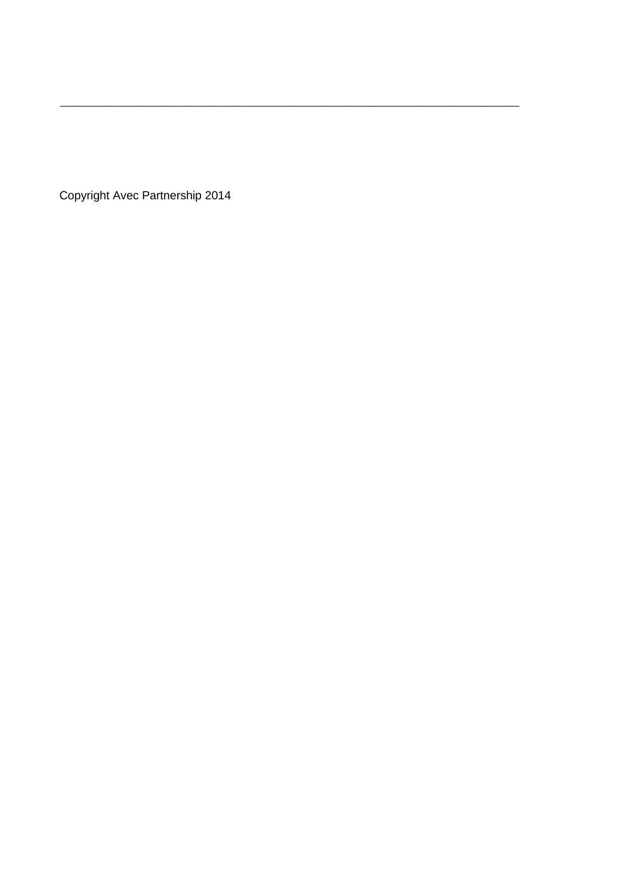---

Copyright Avec Partnership 2014